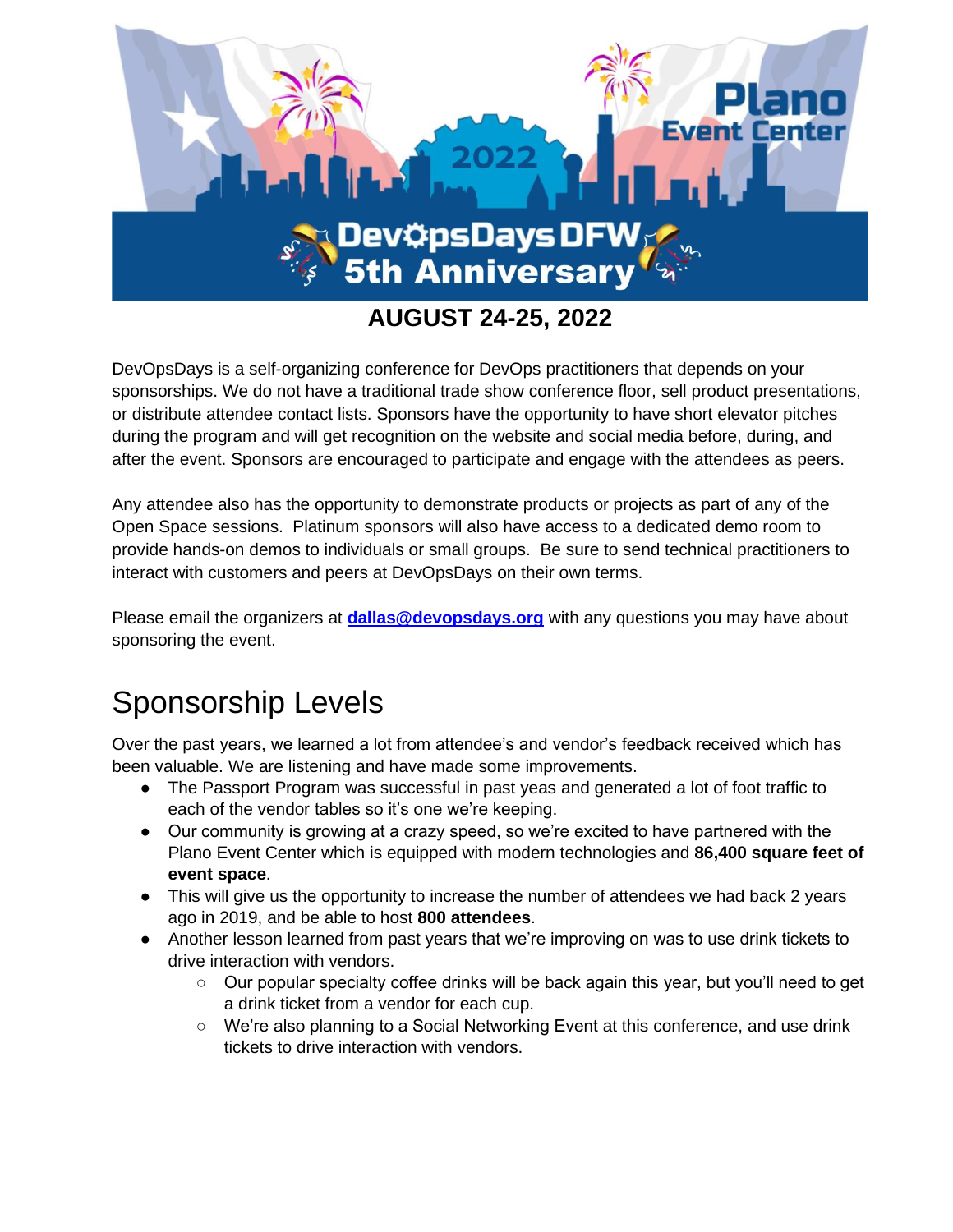AUGUST 24-25, 2022

DevOpsDays is a self-organizing conference for DevOps practitioners that depends on your sponsorships. We do not have a traditional trade show conference floor, sell product presentations, or distribute attendee contact lists. Sponsors have the opportunity to have short elevator pitches during the program and will get recognition on the website and social media before, during, and after the event. Sponsors are encouraged to participate and engage with the attendees as peers.

Any attendee also has the opportunity to demonstrate products or projects as part of any of the Open Space sessions. Platinum sponsors will also have access to a dedicated demo room to provide hands-on demos to individuals or small groups. Be sure to send technical practitioners to interact with customers and peers at DevOpsDays on their own terms.

Please email the organizers at **dallas@devopsdays.org** with any questions you may have about sponsoring the event.

# Sponsorship Levels

Over the past years, we learned a lot from attendee's and vendor's feedback received which has been valuable. We are listening and have made some improvements.

- The Passport Program was successful in past yeas and generated a lot of foot traffic to each of the vendor tables so it's one we're keeping.
- Our community is growing at a crazy speed, so we're excited to have partnered with the Plano Event Center which is equipped with modern technologies and **86,400 square feet of event space**.
- This will give us the opportunity to increase the number of attendees we had back 2 years ago in 2019, and be able to host **800 attendees**.
- Another lesson learned from past years that we're improving on was to use drink tickets to drive interaction with vendors.
  - Our popular specialty coffee drinks will be back again this year, but you'll need to get a drink ticket from a vendor for each cup.
  - We're also planning to a Social Networking Event at this conference, and use drink tickets to drive interaction with vendors.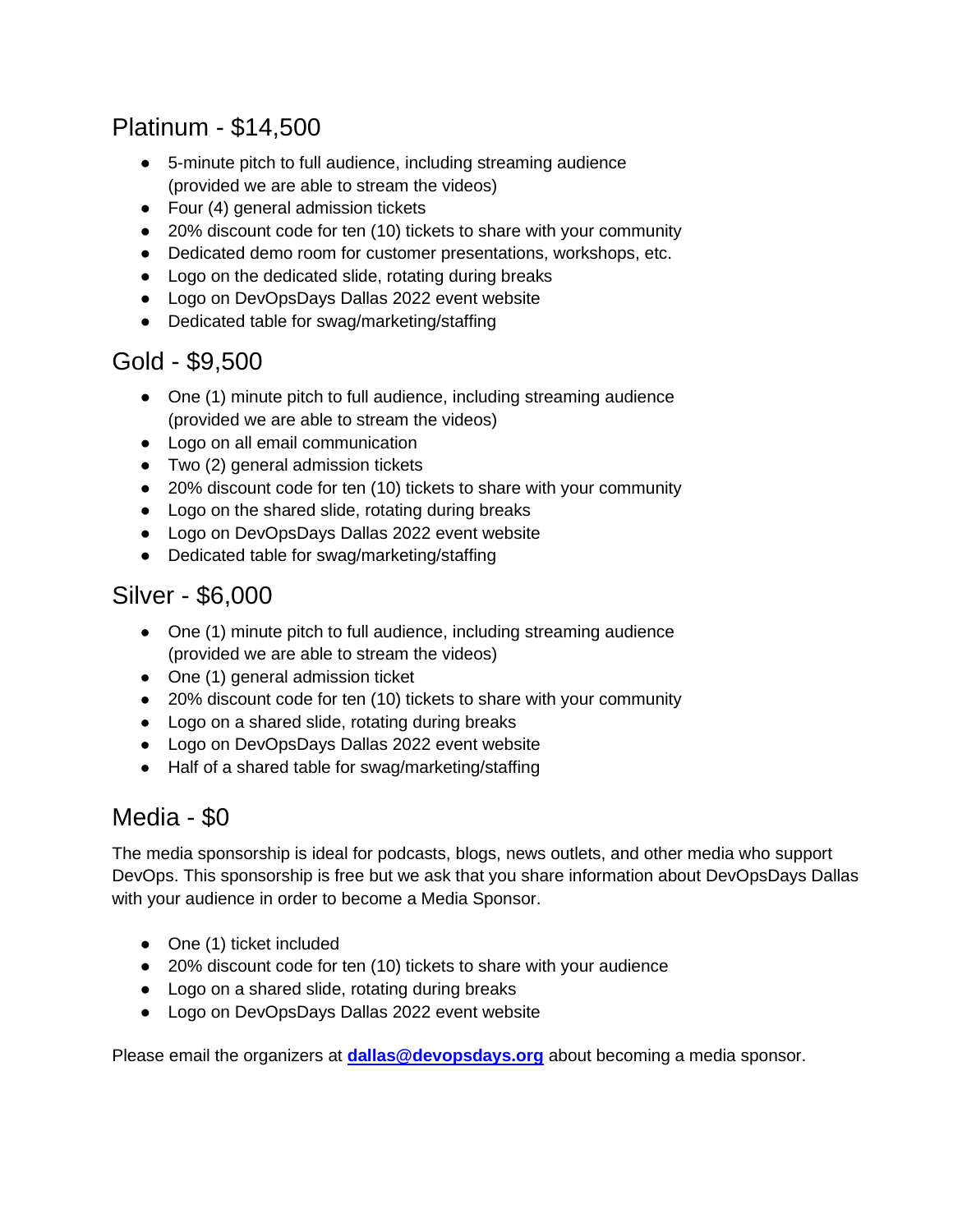## Platinum - $14,500

- 5-minute pitch to full audience, including streaming audience (provided we are able to stream the videos)
- Four (4) general admission tickets
- 20% discount code for ten (10) tickets to share with your community
- Dedicated demo room for customer presentations, workshops, etc.
- Logo on the dedicated slide, rotating during breaks
- Logo on DevOpsDays Dallas 2022 event website
- Dedicated table for swag/marketing/staffing

## Gold - $9,500

- One (1) minute pitch to full audience, including streaming audience (provided we are able to stream the videos)
- Logo on all email communication
- Two (2) general admission tickets
- 20% discount code for ten (10) tickets to share with your community
- Logo on the shared slide, rotating during breaks
- Logo on DevOpsDays Dallas 2022 event website
- Dedicated table for swag/marketing/staffing

## Silver - $6,000

- One (1) minute pitch to full audience, including streaming audience (provided we are able to stream the videos)
- One (1) general admission ticket
- 20% discount code for ten (10) tickets to share with your community
- Logo on a shared slide, rotating during breaks
- Logo on DevOpsDays Dallas 2022 event website
- Half of a shared table for swag/marketing/staffing

## Media - $0

The media sponsorship is ideal for podcasts, blogs, news outlets, and other media who support DevOps. This sponsorship is free but we ask that you share information about DevOpsDays Dallas with your audience in order to become a Media Sponsor.

- One (1) ticket included
- 20% discount code for ten (10) tickets to share with your audience
- Logo on a shared slide, rotating during breaks
- Logo on DevOpsDays Dallas 2022 event website

Please email the organizers at **dallas@devopsdays.org** about becoming a media sponsor.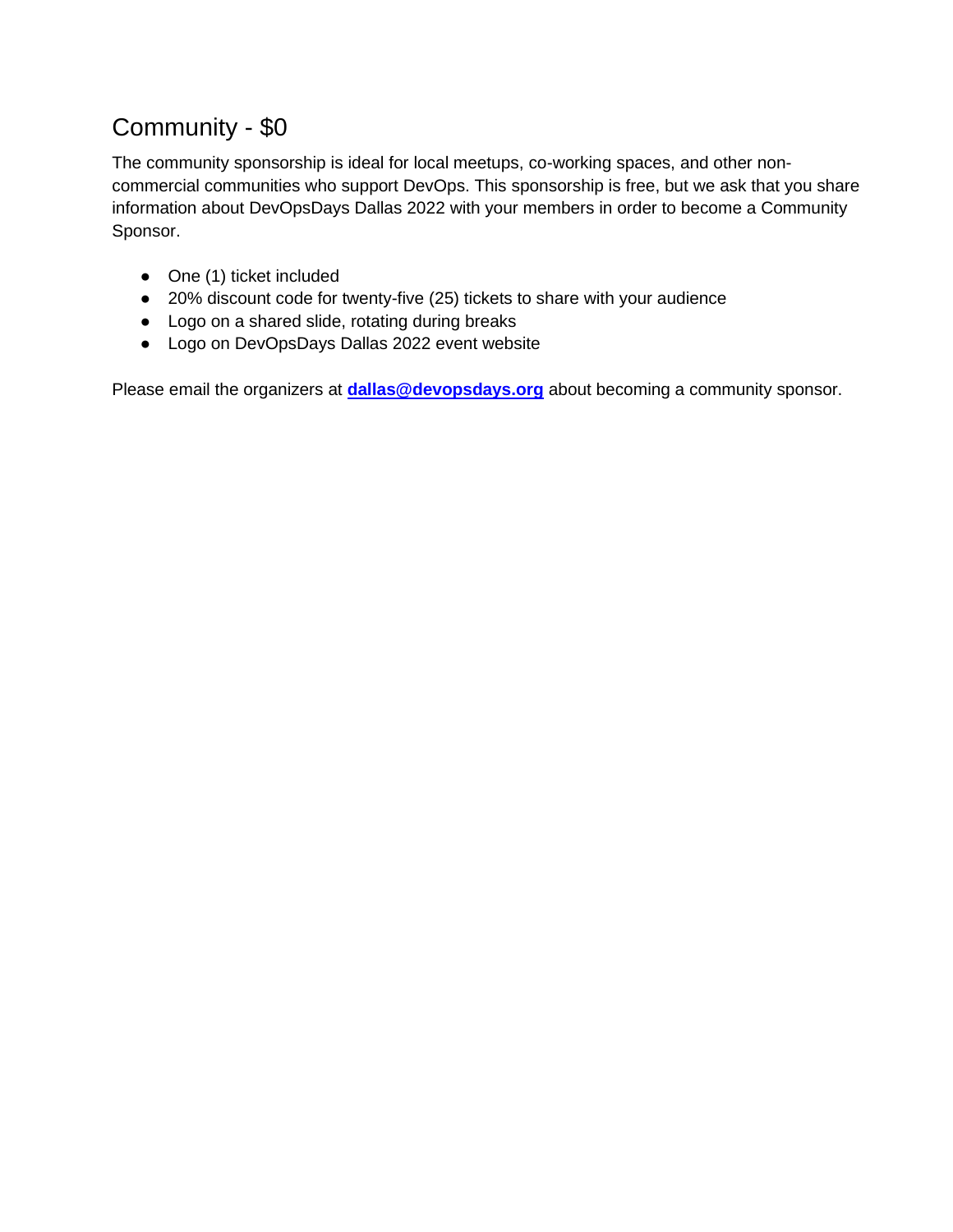## Community - $0

The community sponsorship is ideal for local meetups, co-working spaces, and other non-commercial communities who support DevOps. This sponsorship is free, but we ask that you share information about DevOpsDays Dallas 2022 with your members in order to become a Community Sponsor.

- One (1) ticket included
- 20% discount code for twenty-five (25) tickets to share with your audience
- Logo on a shared slide, rotating during breaks
- Logo on DevOpsDays Dallas 2022 event website

Please email the organizers at **dallas@devopsdays.org** about becoming a community sponsor.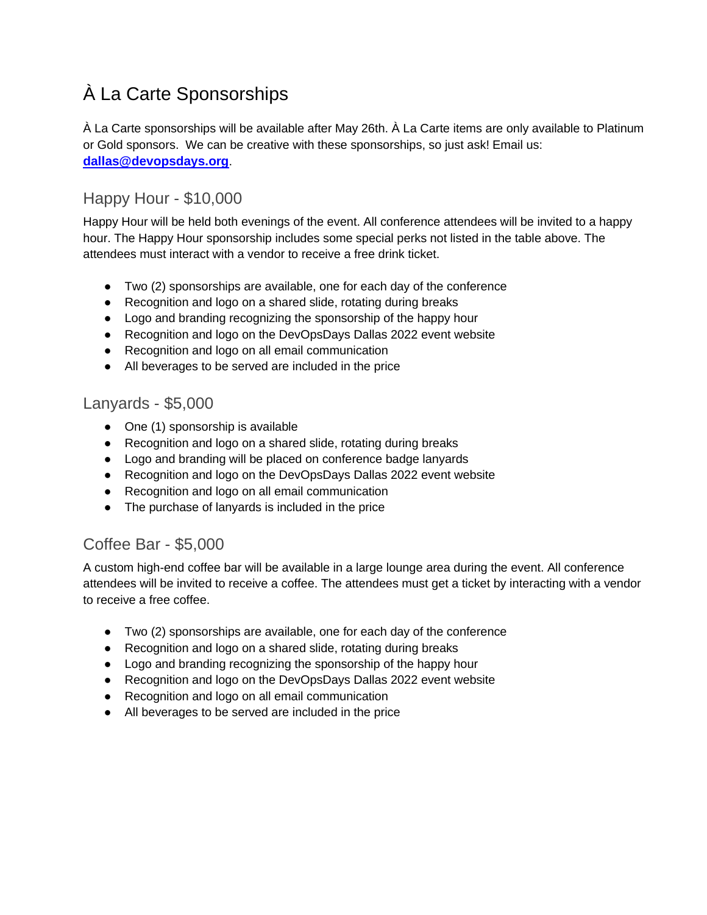# À La Carte Sponsorships

À La Carte sponsorships will be available after May 26th. À La Carte items are only available to Platinum or Gold sponsors. We can be creative with these sponsorships, so just ask! Email us: **[dallas@devopsdays.org](mailto:dallas@devopsdays.org)**.

## Happy Hour - $10,000

Happy Hour will be held both evenings of the event. All conference attendees will be invited to a happy hour. The Happy Hour sponsorship includes some special perks not listed in the table above. The attendees must interact with a vendor to receive a free drink ticket.

- Two (2) sponsorships are available, one for each day of the conference
- Recognition and logo on a shared slide, rotating during breaks
- Logo and branding recognizing the sponsorship of the happy hour
- Recognition and logo on the DevOpsDays Dallas 2022 event website
- Recognition and logo on all email communication
- All beverages to be served are included in the price

## Lanyards - $5,000

- One (1) sponsorship is available
- Recognition and logo on a shared slide, rotating during breaks
- Logo and branding will be placed on conference badge lanyards
- Recognition and logo on the DevOpsDays Dallas 2022 event website
- Recognition and logo on all email communication
- The purchase of lanyards is included in the price

## Coffee Bar - $5,000

A custom high-end coffee bar will be available in a large lounge area during the event. All conference attendees will be invited to receive a coffee. The attendees must get a ticket by interacting with a vendor to receive a free coffee.

- Two (2) sponsorships are available, one for each day of the conference
- Recognition and logo on a shared slide, rotating during breaks
- Logo and branding recognizing the sponsorship of the happy hour
- Recognition and logo on the DevOpsDays Dallas 2022 event website
- Recognition and logo on all email communication
- All beverages to be served are included in the price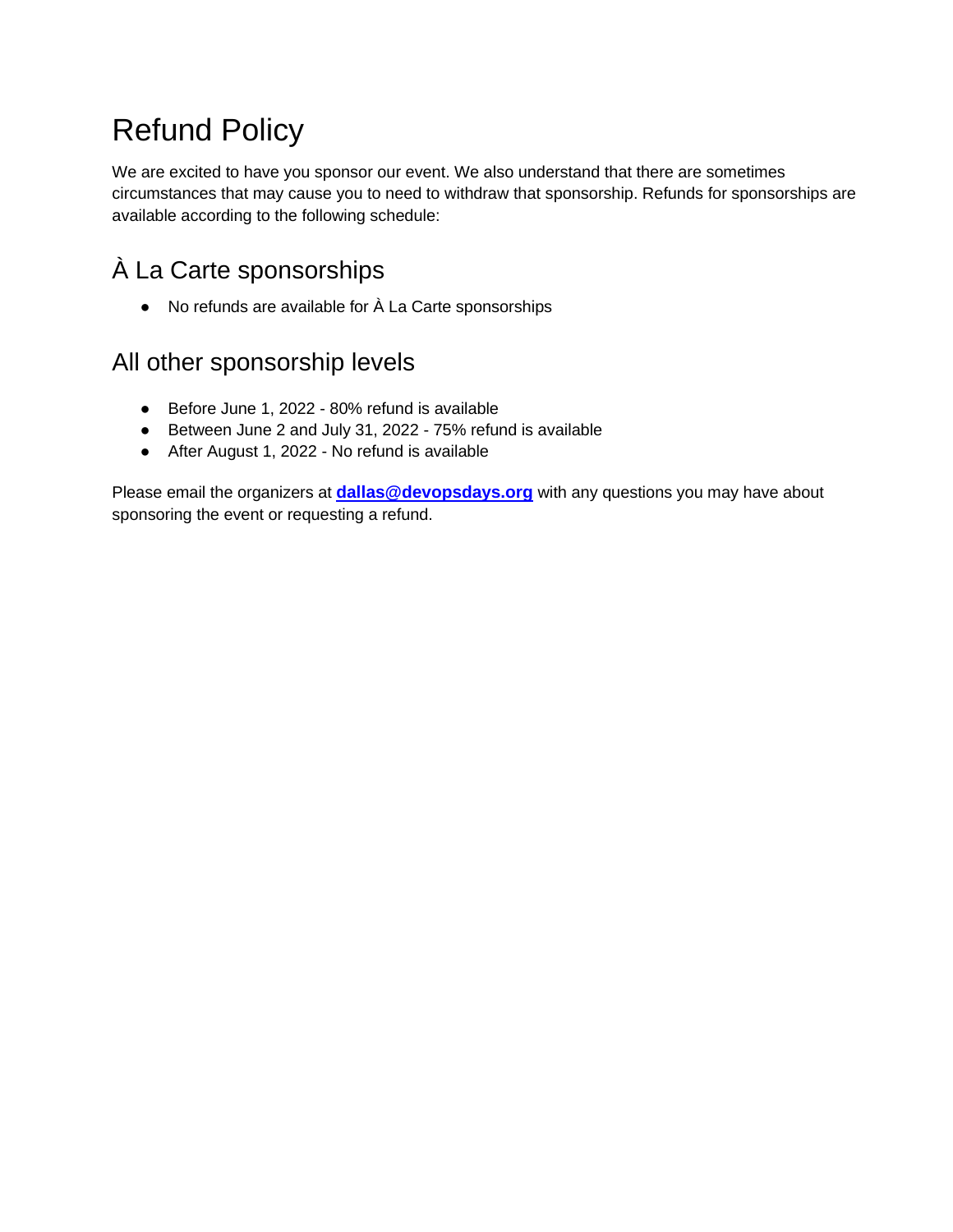# Refund Policy

We are excited to have you sponsor our event. We also understand that there are sometimes circumstances that may cause you to need to withdraw that sponsorship. Refunds for sponsorships are available according to the following schedule:

## À La Carte sponsorships

- No refunds are available for À La Carte sponsorships

## All other sponsorship levels

- Before June 1, 2022 - 80% refund is available
- Between June 2 and July 31, 2022 - 75% refund is available
- After August 1, 2022 - No refund is available

Please email the organizers at **[dallas@devopsdays.org](mailto:dallas@devopsdays.org)** with any questions you may have about sponsoring the event or requesting a refund.